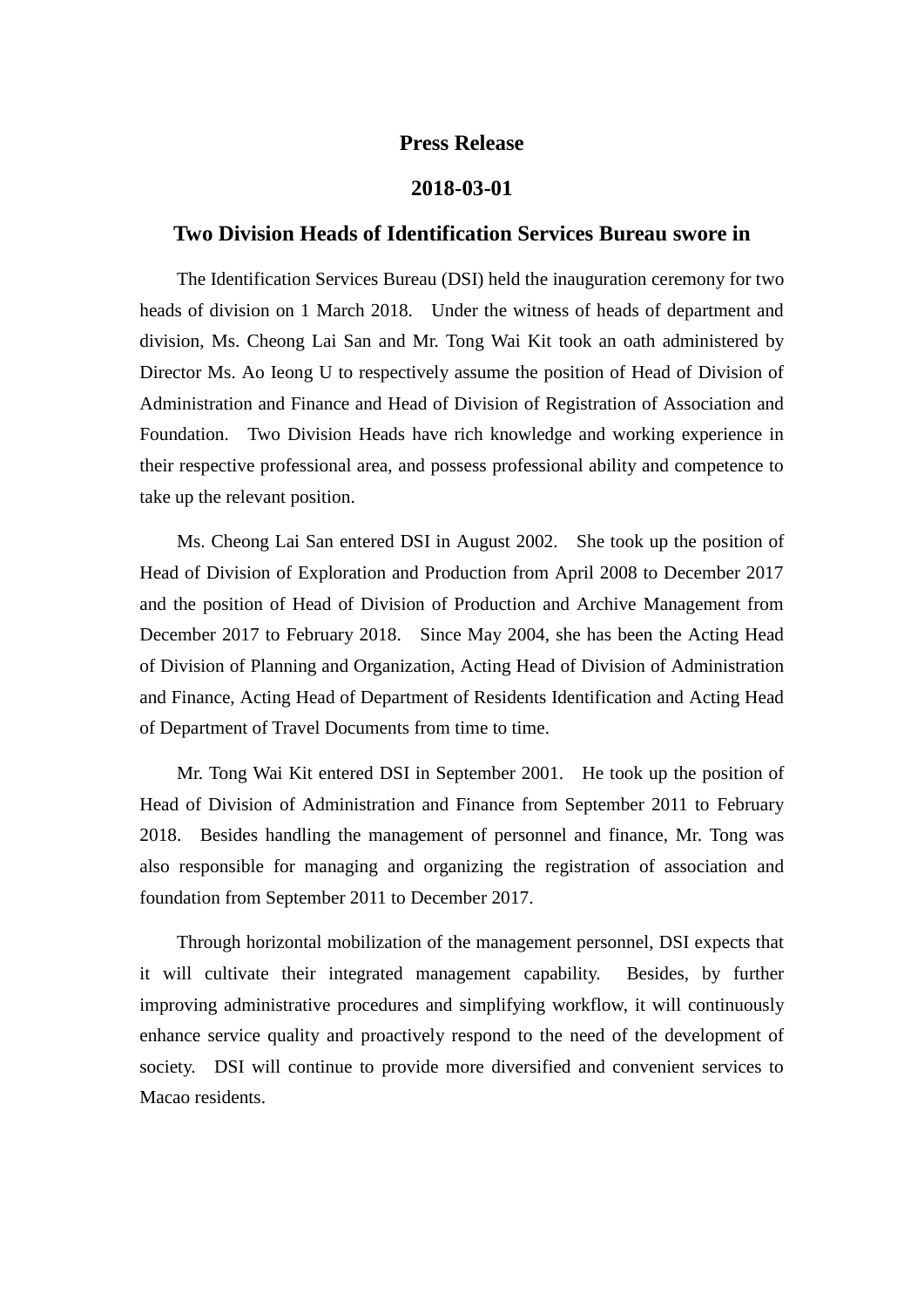**Press Release**

**2018-03-01**

# Two Division Heads of Identification Services Bureau swore in

The Identification Services Bureau (DSI) held the inauguration ceremony for two heads of division on 1 March 2018. Under the witness of heads of department and division, Ms. Cheong Lai San and Mr. Tong Wai Kit took an oath administered by Director Ms. Ao Ieong U to respectively assume the position of Head of Division of Administration and Finance and Head of Division of Registration of Association and Foundation. Two Division Heads have rich knowledge and working experience in their respective professional area, and possess professional ability and competence to take up the relevant position.

Ms. Cheong Lai San entered DSI in August 2002. She took up the position of Head of Division of Exploration and Production from April 2008 to December 2017 and the position of Head of Division of Production and Archive Management from December 2017 to February 2018. Since May 2004, she has been the Acting Head of Division of Planning and Organization, Acting Head of Division of Administration and Finance, Acting Head of Department of Residents Identification and Acting Head of Department of Travel Documents from time to time.

Mr. Tong Wai Kit entered DSI in September 2001. He took up the position of Head of Division of Administration and Finance from September 2011 to February 2018. Besides handling the management of personnel and finance, Mr. Tong was also responsible for managing and organizing the registration of association and foundation from September 2011 to December 2017.

Through horizontal mobilization of the management personnel, DSI expects that it will cultivate their integrated management capability. Besides, by further improving administrative procedures and simplifying workflow, it will continuously enhance service quality and proactively respond to the need of the development of society. DSI will continue to provide more diversified and convenient services to Macao residents.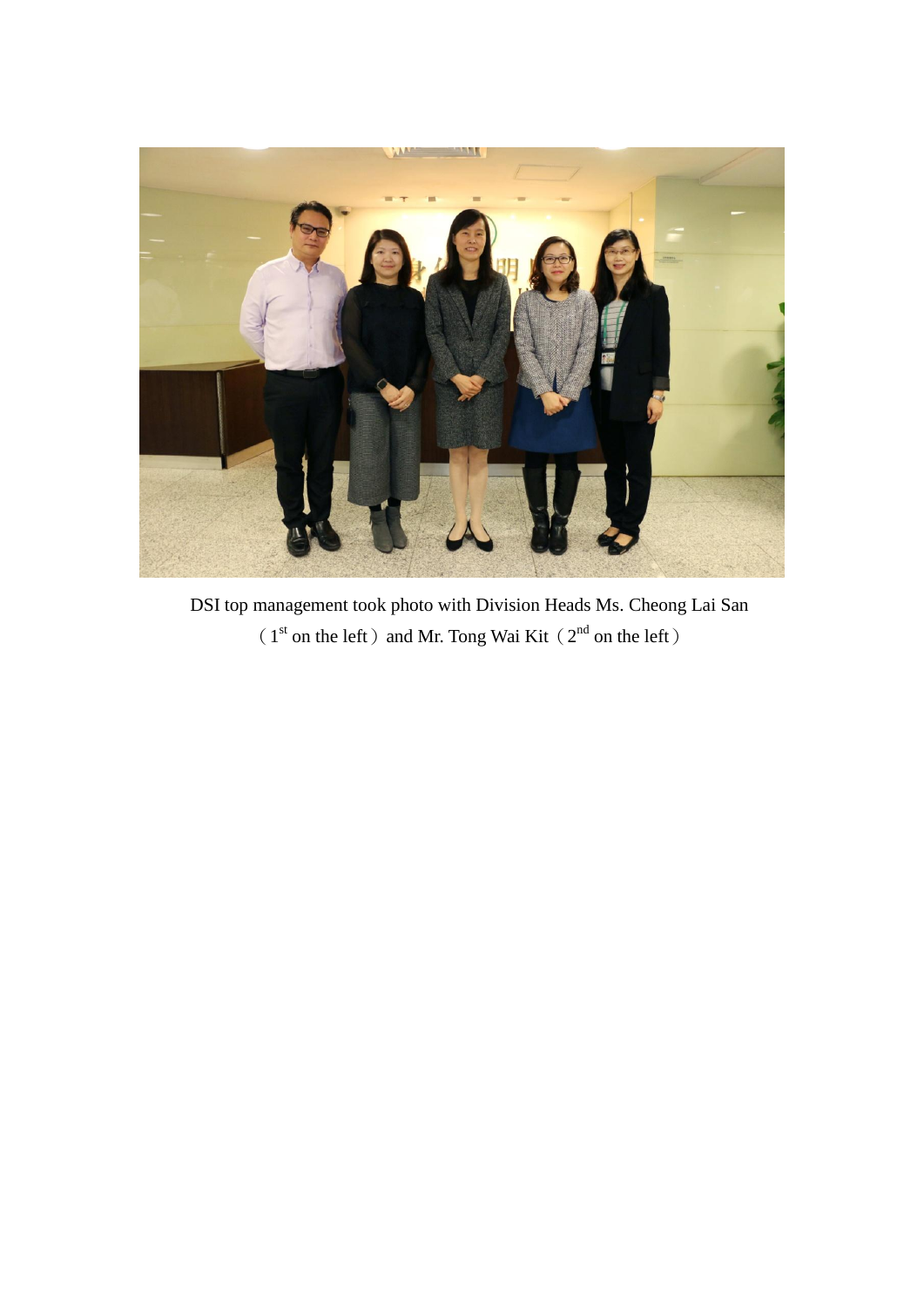DSI top management took photo with Division Heads Ms. Cheong Lai San （1st on the left）and Mr. Tong Wai Kit（2nd on the left）